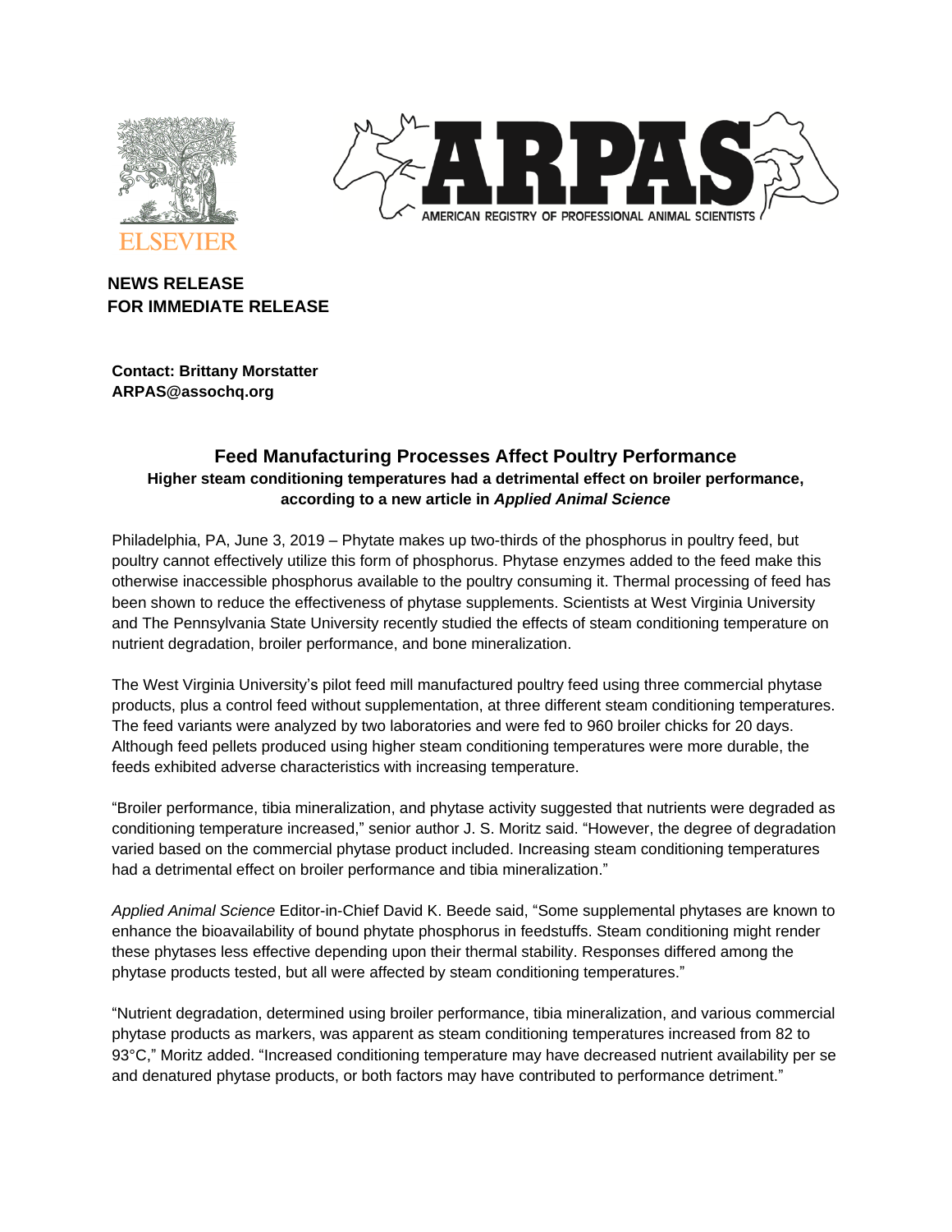ELSEVIER

AMERICAN REGISTRY OF PROFESSIONAL ANIMAL SCIENTISTS

**NEWS RELEASE**
**FOR IMMEDIATE RELEASE**

**Contact: Brittany Morstatter**
**ARPAS@assochq.org**

## Feed Manufacturing Processes Affect Poultry Performance

**Higher steam conditioning temperatures had a detrimental effect on broiler performance, according to a new article in *Applied Animal Science***

Philadelphia, PA, June 3, 2019 – Phytate makes up two-thirds of the phosphorus in poultry feed, but poultry cannot effectively utilize this form of phosphorus. Phytase enzymes added to the feed make this otherwise inaccessible phosphorus available to the poultry consuming it. Thermal processing of feed has been shown to reduce the effectiveness of phytase supplements. Scientists at West Virginia University and The Pennsylvania State University recently studied the effects of steam conditioning temperature on nutrient degradation, broiler performance, and bone mineralization.

The West Virginia University's pilot feed mill manufactured poultry feed using three commercial phytase products, plus a control feed without supplementation, at three different steam conditioning temperatures. The feed variants were analyzed by two laboratories and were fed to 960 broiler chicks for 20 days. Although feed pellets produced using higher steam conditioning temperatures were more durable, the feeds exhibited adverse characteristics with increasing temperature.

"Broiler performance, tibia mineralization, and phytase activity suggested that nutrients were degraded as conditioning temperature increased," senior author J. S. Moritz said. "However, the degree of degradation varied based on the commercial phytase product included. Increasing steam conditioning temperatures had a detrimental effect on broiler performance and tibia mineralization."

*Applied Animal Science* Editor-in-Chief David K. Beede said, "Some supplemental phytases are known to enhance the bioavailability of bound phytate phosphorus in feedstuffs. Steam conditioning might render these phytases less effective depending upon their thermal stability. Responses differed among the phytase products tested, but all were affected by steam conditioning temperatures."

"Nutrient degradation, determined using broiler performance, tibia mineralization, and various commercial phytase products as markers, was apparent as steam conditioning temperatures increased from 82 to 93°C," Moritz added. "Increased conditioning temperature may have decreased nutrient availability per se and denatured phytase products, or both factors may have contributed to performance detriment."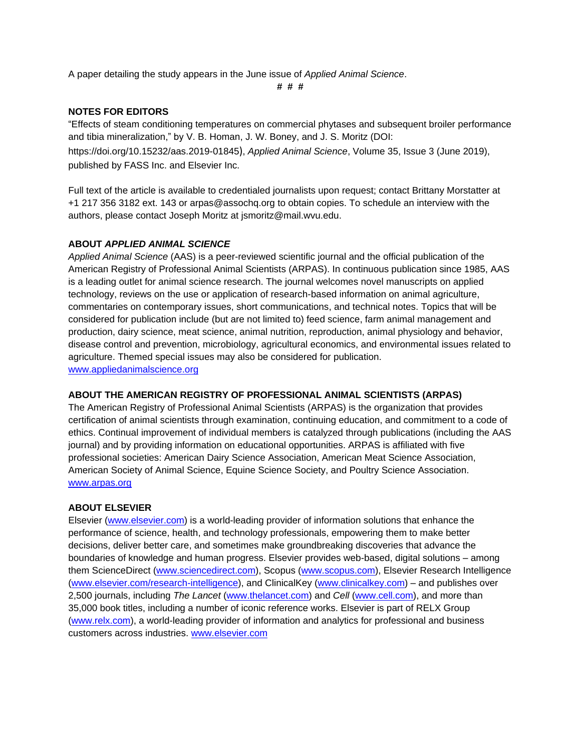A paper detailing the study appears in the June issue of *Applied Animal Science*.

# # #

**NOTES FOR EDITORS**

"Effects of steam conditioning temperatures on commercial phytases and subsequent broiler performance and tibia mineralization," by V. B. Homan, J. W. Boney, and J. S. Moritz (DOI: https://doi.org/10.15232/aas.2019-01845), *Applied Animal Science*, Volume 35, Issue 3 (June 2019), published by FASS Inc. and Elsevier Inc.

Full text of the article is available to credentialed journalists upon request; contact Brittany Morstatter at +1 217 356 3182 ext. 143 or arpas@assochq.org to obtain copies. To schedule an interview with the authors, please contact Joseph Moritz at jsmoritz@mail.wvu.edu.

**ABOUT *APPLIED ANIMAL SCIENCE***

*Applied Animal Science* (AAS) is a peer-reviewed scientific journal and the official publication of the American Registry of Professional Animal Scientists (ARPAS). In continuous publication since 1985, AAS is a leading outlet for animal science research. The journal welcomes novel manuscripts on applied technology, reviews on the use or application of research-based information on animal agriculture, commentaries on contemporary issues, short communications, and technical notes. Topics that will be considered for publication include (but are not limited to) feed science, farm animal management and production, dairy science, meat science, animal nutrition, reproduction, animal physiology and behavior, disease control and prevention, microbiology, agricultural economics, and environmental issues related to agriculture. Themed special issues may also be considered for publication.
www.appliedanimalscience.org

**ABOUT THE AMERICAN REGISTRY OF PROFESSIONAL ANIMAL SCIENTISTS (ARPAS)**

The American Registry of Professional Animal Scientists (ARPAS) is the organization that provides certification of animal scientists through examination, continuing education, and commitment to a code of ethics. Continual improvement of individual members is catalyzed through publications (including the AAS journal) and by providing information on educational opportunities. ARPAS is affiliated with five professional societies: American Dairy Science Association, American Meat Science Association, American Society of Animal Science, Equine Science Society, and Poultry Science Association.
www.arpas.org

**ABOUT ELSEVIER**

Elsevier (www.elsevier.com) is a world-leading provider of information solutions that enhance the performance of science, health, and technology professionals, empowering them to make better decisions, deliver better care, and sometimes make groundbreaking discoveries that advance the boundaries of knowledge and human progress. Elsevier provides web-based, digital solutions – among them ScienceDirect (www.sciencedirect.com), Scopus (www.scopus.com), Elsevier Research Intelligence (www.elsevier.com/research-intelligence), and ClinicalKey (www.clinicalkey.com) – and publishes over 2,500 journals, including *The Lancet* (www.thelancet.com) and *Cell* (www.cell.com), and more than 35,000 book titles, including a number of iconic reference works. Elsevier is part of RELX Group (www.relx.com), a world-leading provider of information and analytics for professional and business customers across industries. www.elsevier.com